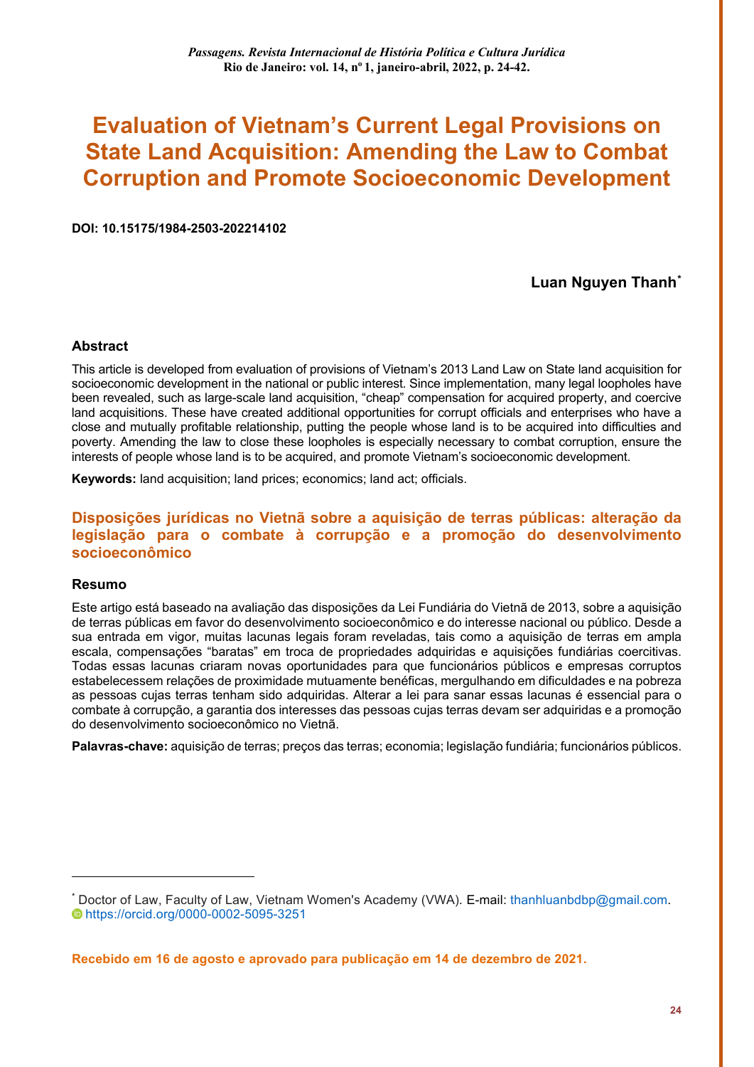# Evaluation of Vietnam's Current Legal Provisions on State Land Acquisition: Amending the Law to Combat Corruption and Promote Socioeconomic Development

**DOI: 10.15175/1984-2503-202214102**

**Luan Nguyen Thanh***

## Abstract

This article is developed from evaluation of provisions of Vietnam's 2013 Land Law on State land acquisition for socioeconomic development in the national or public interest. Since implementation, many legal loopholes have been revealed, such as large-scale land acquisition, "cheap" compensation for acquired property, and coercive land acquisitions. These have created additional opportunities for corrupt officials and enterprises who have a close and mutually profitable relationship, putting the people whose land is to be acquired into difficulties and poverty. Amending the law to close these loopholes is especially necessary to combat corruption, ensure the interests of people whose land is to be acquired, and promote Vietnam's socioeconomic development.

**Keywords:** land acquisition; land prices; economics; land act; officials.

## Disposições jurídicas no Vietnã sobre a aquisição de terras públicas: alteração da legislação para o combate à corrupção e a promoção do desenvolvimento socioeconômico

### Resumo

Este artigo está baseado na avaliação das disposições da Lei Fundiária do Vietnã de 2013, sobre a aquisição de terras públicas em favor do desenvolvimento socioeconômico e do interesse nacional ou público. Desde a sua entrada em vigor, muitas lacunas legais foram reveladas, tais como a aquisição de terras em ampla escala, compensações "baratas" em troca de propriedades adquiridas e aquisições fundiárias coercitivas. Todas essas lacunas criaram novas oportunidades para que funcionários públicos e empresas corruptos estabelecessem relações de proximidade mutuamente benéficas, mergulhando em dificuldades e na pobreza as pessoas cujas terras tenham sido adquiridas. Alterar a lei para sanar essas lacunas é essencial para o combate à corrupção, a garantia dos interesses das pessoas cujas terras devam ser adquiridas e a promoção do desenvolvimento socioeconômico no Vietnã.

**Palavras-chave:** aquisição de terras; preços das terras; economia; legislação fundiária; funcionários públicos.

---

* Doctor of Law, Faculty of Law, Vietnam Women's Academy (VWA). E-mail: thanhluanbdbp@gmail.com.
https://orcid.org/0000-0002-5095-3251

**Recebido em 16 de agosto e aprovado para publicação em 14 de dezembro de 2021.**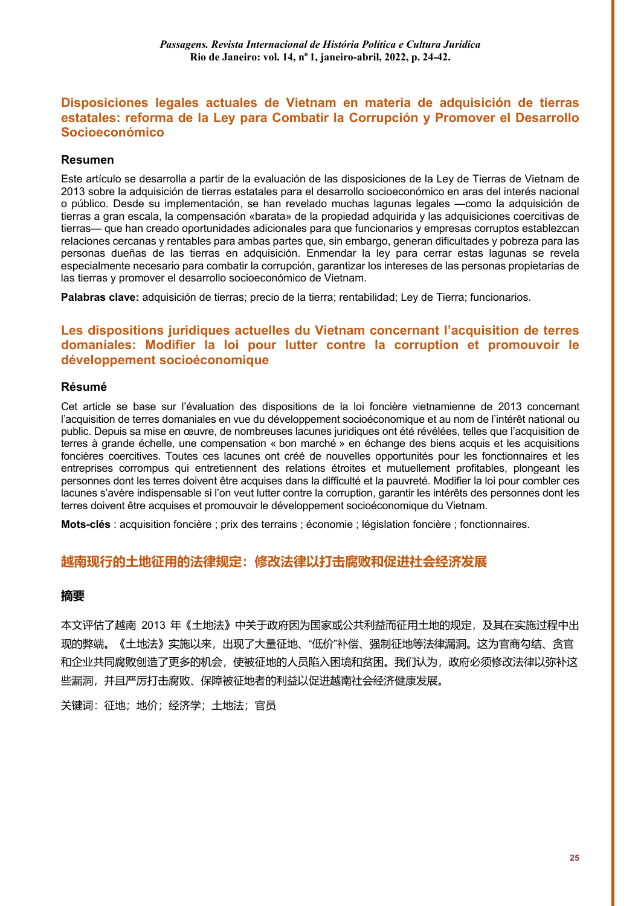## Disposiciones legales actuales de Vietnam en materia de adquisición de tierras estatales: reforma de la Ley para Combatir la Corrupción y Promover el Desarrollo Socioeconómico

### Resumen

Este artículo se desarrolla a partir de la evaluación de las disposiciones de la Ley de Tierras de Vietnam de 2013 sobre la adquisición de tierras estatales para el desarrollo socioeconómico en aras del interés nacional o público. Desde su implementación, se han revelado muchas lagunas legales —como la adquisición de tierras a gran escala, la compensación «barata» de la propiedad adquirida y las adquisiciones coercitivas de tierras— que han creado oportunidades adicionales para que funcionarios y empresas corruptos establezcan relaciones cercanas y rentables para ambas partes que, sin embargo, generan dificultades y pobreza para las personas dueñas de las tierras en adquisición. Enmendar la ley para cerrar estas lagunas se revela especialmente necesario para combatir la corrupción, garantizar los intereses de las personas propietarias de las tierras y promover el desarrollo socioeconómico de Vietnam.

**Palabras clave:** adquisición de tierras; precio de la tierra; rentabilidad; Ley de Tierra; funcionarios.

## Les dispositions juridiques actuelles du Vietnam concernant l'acquisition de terres domaniales: Modifier la loi pour lutter contre la corruption et promouvoir le développement socioéconomique

### Résumé

Cet article se base sur l'évaluation des dispositions de la loi foncière vietnamienne de 2013 concernant l'acquisition de terres domaniales en vue du développement socioéconomique et au nom de l'intérêt national ou public. Depuis sa mise en œuvre, de nombreuses lacunes juridiques ont été révélées, telles que l'acquisition de terres à grande échelle, une compensation « bon marché » en échange des biens acquis et les acquisitions foncières coercitives. Toutes ces lacunes ont créé de nouvelles opportunités pour les fonctionnaires et les entreprises corrompus qui entretiennent des relations étroites et mutuellement profitables, plongeant les personnes dont les terres doivent être acquises dans la difficulté et la pauvreté. Modifier la loi pour combler ces lacunes s'avère indispensable si l'on veut lutter contre la corruption, garantir les intérêts des personnes dont les terres doivent être acquises et promouvoir le développement socioéconomique du Vietnam.

**Mots-clés** : acquisition foncière ; prix des terrains ; économie ; législation foncière ; fonctionnaires.

## 越南现行的土地征用的法律规定：修改法律以打击腐败和促进社会经济发展

### 摘要

本文评估了越南 2013 年《土地法》中关于政府因为国家或公共利益而征用土地的规定，及其在实施过程中出现的弊端。《土地法》实施以来，出现了大量征地、"低价"补偿、强制征地等法律漏洞。这为官商勾结、贪官和企业共同腐败创造了更多的机会，使被征地的人员陷入困境和贫困。我们认为，政府必须修改法律以弥补这些漏洞，并且严厉打击腐败、保障被征地者的利益以促进越南社会经济健康发展。

关键词：征地；地价；经济学；土地法；官员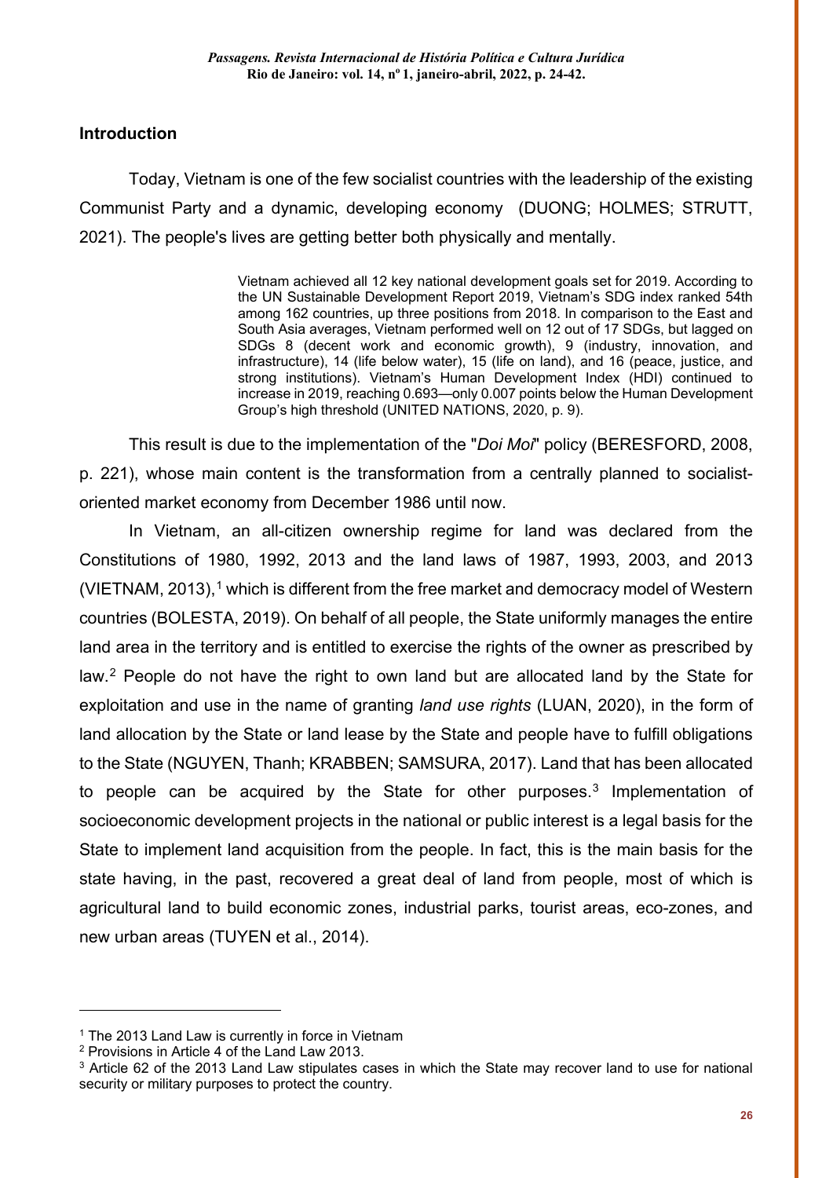## Introduction

Today, Vietnam is one of the few socialist countries with the leadership of the existing Communist Party and a dynamic, developing economy (DUONG; HOLMES; STRUTT, 2021). The people's lives are getting better both physically and mentally.

> Vietnam achieved all 12 key national development goals set for 2019. According to the UN Sustainable Development Report 2019, Vietnam's SDG index ranked 54th among 162 countries, up three positions from 2018. In comparison to the East and South Asia averages, Vietnam performed well on 12 out of 17 SDGs, but lagged on SDGs 8 (decent work and economic growth), 9 (industry, innovation, and infrastructure), 14 (life below water), 15 (life on land), and 16 (peace, justice, and strong institutions). Vietnam's Human Development Index (HDI) continued to increase in 2019, reaching 0.693—only 0.007 points below the Human Development Group's high threshold (UNITED NATIONS, 2020, p. 9).

This result is due to the implementation of the "*Doi Moi*" policy (BERESFORD, 2008, p. 221), whose main content is the transformation from a centrally planned to socialist-oriented market economy from December 1986 until now.

In Vietnam, an all-citizen ownership regime for land was declared from the Constitutions of 1980, 1992, 2013 and the land laws of 1987, 1993, 2003, and 2013 (VIETNAM, 2013),[1] which is different from the free market and democracy model of Western countries (BOLESTA, 2019). On behalf of all people, the State uniformly manages the entire land area in the territory and is entitled to exercise the rights of the owner as prescribed by law.[2] People do not have the right to own land but are allocated land by the State for exploitation and use in the name of granting *land use rights* (LUAN, 2020), in the form of land allocation by the State or land lease by the State and people have to fulfill obligations to the State (NGUYEN, Thanh; KRABBEN; SAMSURA, 2017). Land that has been allocated to people can be acquired by the State for other purposes.[3] Implementation of socioeconomic development projects in the national or public interest is a legal basis for the State to implement land acquisition from the people. In fact, this is the main basis for the state having, in the past, recovered a great deal of land from people, most of which is agricultural land to build economic zones, industrial parks, tourist areas, eco-zones, and new urban areas (TUYEN et al., 2014).

---

[1] The 2013 Land Law is currently in force in Vietnam

[2] Provisions in Article 4 of the Land Law 2013.

[3] Article 62 of the 2013 Land Law stipulates cases in which the State may recover land to use for national security or military purposes to protect the country.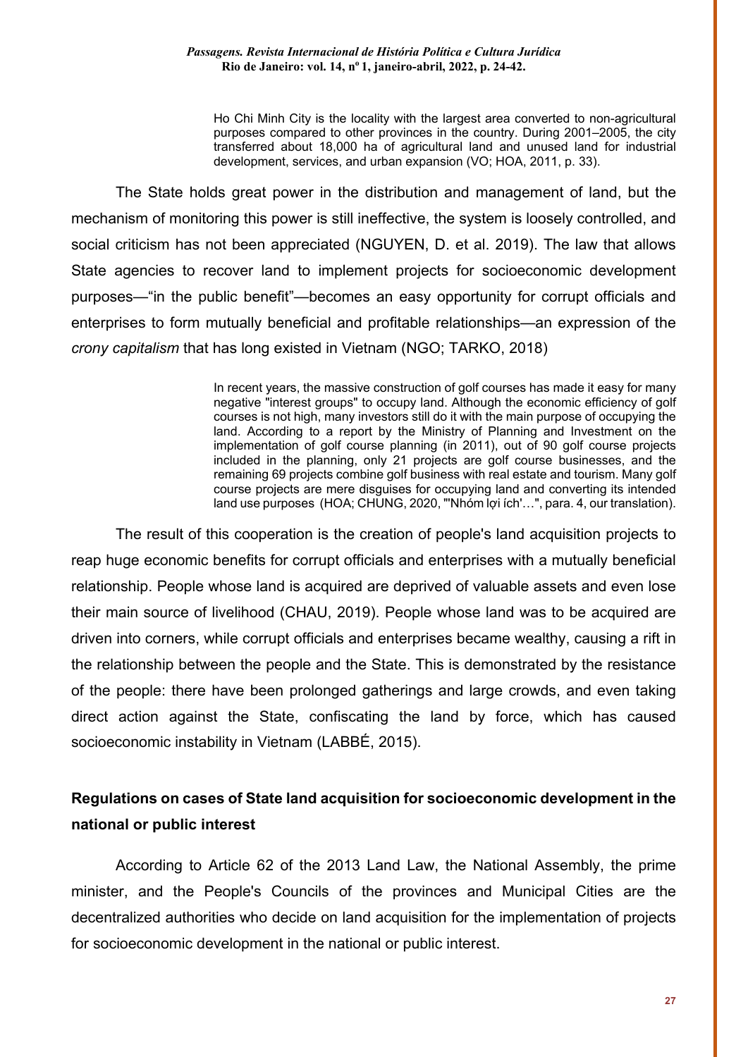> Ho Chi Minh City is the locality with the largest area converted to non-agricultural purposes compared to other provinces in the country. During 2001–2005, the city transferred about 18,000 ha of agricultural land and unused land for industrial development, services, and urban expansion (VO; HOA, 2011, p. 33).

The State holds great power in the distribution and management of land, but the mechanism of monitoring this power is still ineffective, the system is loosely controlled, and social criticism has not been appreciated (NGUYEN, D. et al. 2019). The law that allows State agencies to recover land to implement projects for socioeconomic development purposes—"in the public benefit"—becomes an easy opportunity for corrupt officials and enterprises to form mutually beneficial and profitable relationships—an expression of the *crony capitalism* that has long existed in Vietnam (NGO; TARKO, 2018)

> In recent years, the massive construction of golf courses has made it easy for many negative "interest groups" to occupy land. Although the economic efficiency of golf courses is not high, many investors still do it with the main purpose of occupying the land. According to a report by the Ministry of Planning and Investment on the implementation of golf course planning (in 2011), out of 90 golf course projects included in the planning, only 21 projects are golf course businesses, and the remaining 69 projects combine golf business with real estate and tourism. Many golf course projects are mere disguises for occupying land and converting its intended land use purposes (HOA; CHUNG, 2020, "'Nhóm lợi ích'…", para. 4, our translation).

The result of this cooperation is the creation of people's land acquisition projects to reap huge economic benefits for corrupt officials and enterprises with a mutually beneficial relationship. People whose land is acquired are deprived of valuable assets and even lose their main source of livelihood (CHAU, 2019). People whose land was to be acquired are driven into corners, while corrupt officials and enterprises became wealthy, causing a rift in the relationship between the people and the State. This is demonstrated by the resistance of the people: there have been prolonged gatherings and large crowds, and even taking direct action against the State, confiscating the land by force, which has caused socioeconomic instability in Vietnam (LABBÉ, 2015).

## Regulations on cases of State land acquisition for socioeconomic development in the national or public interest

According to Article 62 of the 2013 Land Law, the National Assembly, the prime minister, and the People's Councils of the provinces and Municipal Cities are the decentralized authorities who decide on land acquisition for the implementation of projects for socioeconomic development in the national or public interest.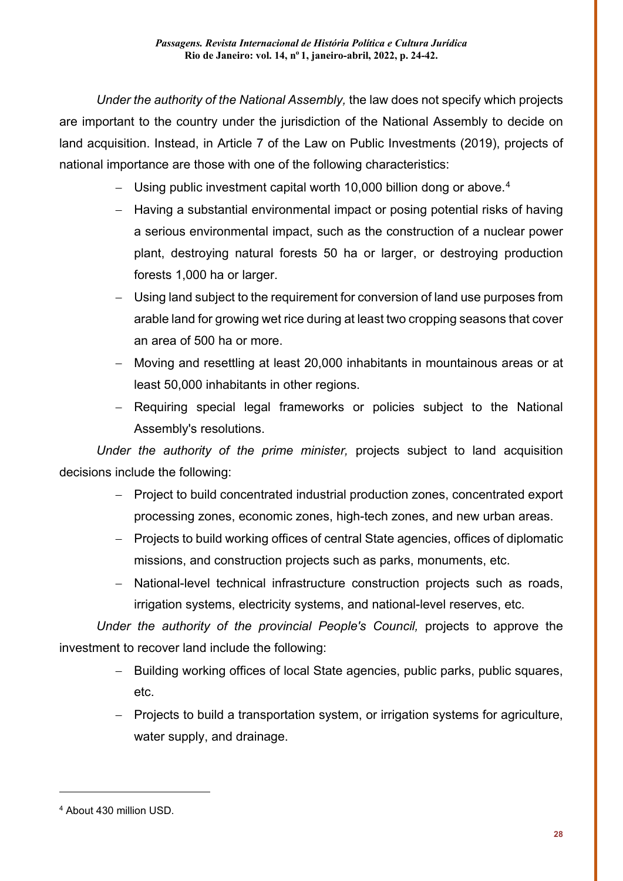*Under the authority of the National Assembly,* the law does not specify which projects are important to the country under the jurisdiction of the National Assembly to decide on land acquisition. Instead, in Article 7 of the Law on Public Investments (2019), projects of national importance are those with one of the following characteristics:

- Using public investment capital worth 10,000 billion dong or above.[4]
- Having a substantial environmental impact or posing potential risks of having a serious environmental impact, such as the construction of a nuclear power plant, destroying natural forests 50 ha or larger, or destroying production forests 1,000 ha or larger.
- Using land subject to the requirement for conversion of land use purposes from arable land for growing wet rice during at least two cropping seasons that cover an area of 500 ha or more.
- Moving and resettling at least 20,000 inhabitants in mountainous areas or at least 50,000 inhabitants in other regions.
- Requiring special legal frameworks or policies subject to the National Assembly's resolutions.

*Under the authority of the prime minister,* projects subject to land acquisition decisions include the following:

- Project to build concentrated industrial production zones, concentrated export processing zones, economic zones, high-tech zones, and new urban areas.
- Projects to build working offices of central State agencies, offices of diplomatic missions, and construction projects such as parks, monuments, etc.
- National-level technical infrastructure construction projects such as roads, irrigation systems, electricity systems, and national-level reserves, etc.

*Under the authority of the provincial People's Council,* projects to approve the investment to recover land include the following:

- Building working offices of local State agencies, public parks, public squares, etc.
- Projects to build a transportation system, or irrigation systems for agriculture, water supply, and drainage.

[4] About 430 million USD.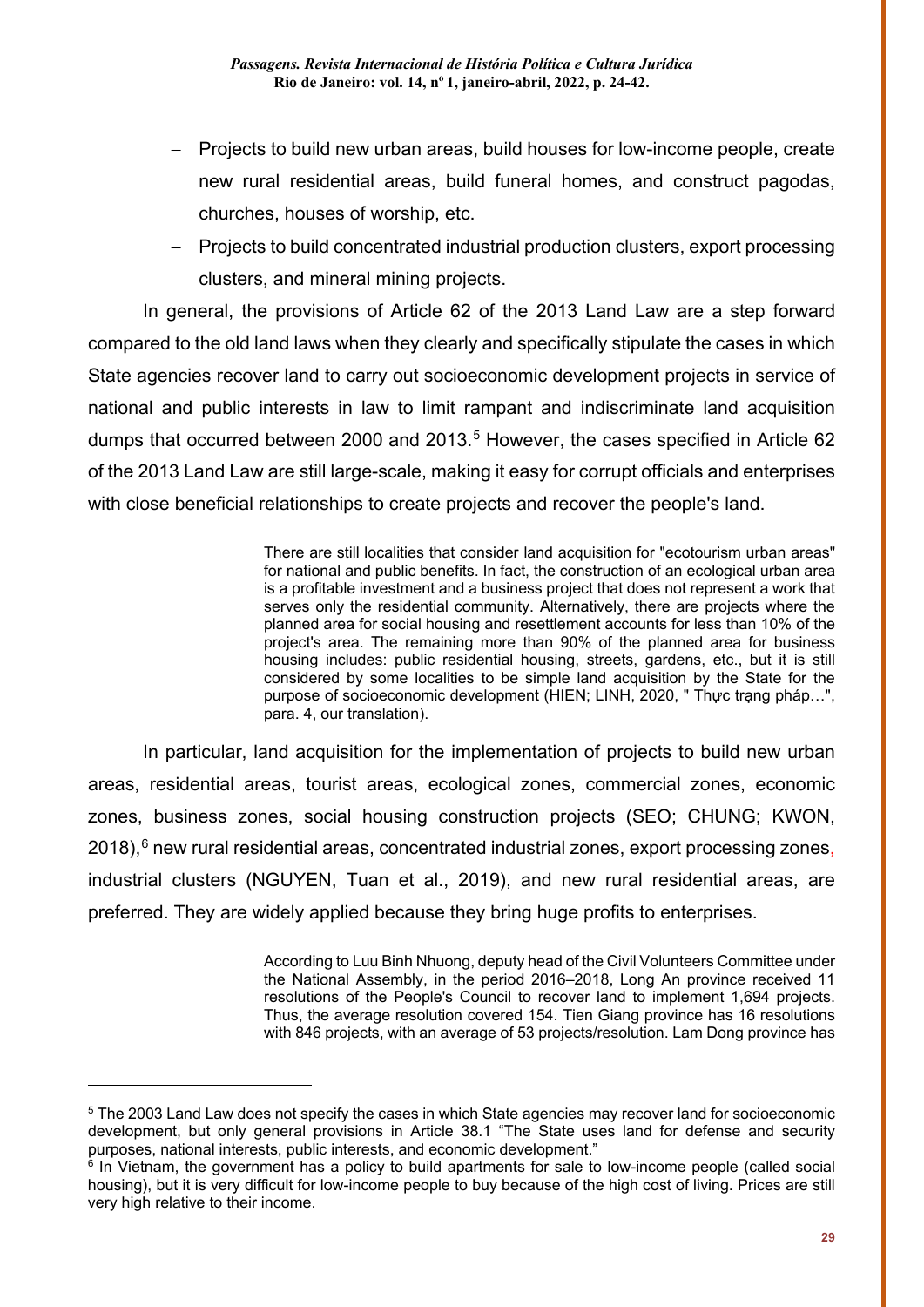- Projects to build new urban areas, build houses for low-income people, create new rural residential areas, build funeral homes, and construct pagodas, churches, houses of worship, etc.
- Projects to build concentrated industrial production clusters, export processing clusters, and mineral mining projects.

In general, the provisions of Article 62 of the 2013 Land Law are a step forward compared to the old land laws when they clearly and specifically stipulate the cases in which State agencies recover land to carry out socioeconomic development projects in service of national and public interests in law to limit rampant and indiscriminate land acquisition dumps that occurred between 2000 and 2013.[5] However, the cases specified in Article 62 of the 2013 Land Law are still large-scale, making it easy for corrupt officials and enterprises with close beneficial relationships to create projects and recover the people's land.

> There are still localities that consider land acquisition for "ecotourism urban areas" for national and public benefits. In fact, the construction of an ecological urban area is a profitable investment and a business project that does not represent a work that serves only the residential community. Alternatively, there are projects where the planned area for social housing and resettlement accounts for less than 10% of the project's area. The remaining more than 90% of the planned area for business housing includes: public residential housing, streets, gardens, etc., but it is still considered by some localities to be simple land acquisition by the State for the purpose of socioeconomic development (HIEN; LINH, 2020, " Thực trạng pháp…", para. 4, our translation).

In particular, land acquisition for the implementation of projects to build new urban areas, residential areas, tourist areas, ecological zones, commercial zones, economic zones, business zones, social housing construction projects (SEO; CHUNG; KWON, 2018),[6] new rural residential areas, concentrated industrial zones, export processing zones, industrial clusters (NGUYEN, Tuan et al., 2019), and new rural residential areas, are preferred. They are widely applied because they bring huge profits to enterprises.

> According to Luu Binh Nhuong, deputy head of the Civil Volunteers Committee under the National Assembly, in the period 2016–2018, Long An province received 11 resolutions of the People's Council to recover land to implement 1,694 projects. Thus, the average resolution covered 154. Tien Giang province has 16 resolutions with 846 projects, with an average of 53 projects/resolution. Lam Dong province has

---

[5] The 2003 Land Law does not specify the cases in which State agencies may recover land for socioeconomic development, but only general provisions in Article 38.1 "The State uses land for defense and security purposes, national interests, public interests, and economic development."

[6] In Vietnam, the government has a policy to build apartments for sale to low-income people (called social housing), but it is very difficult for low-income people to buy because of the high cost of living. Prices are still very high relative to their income.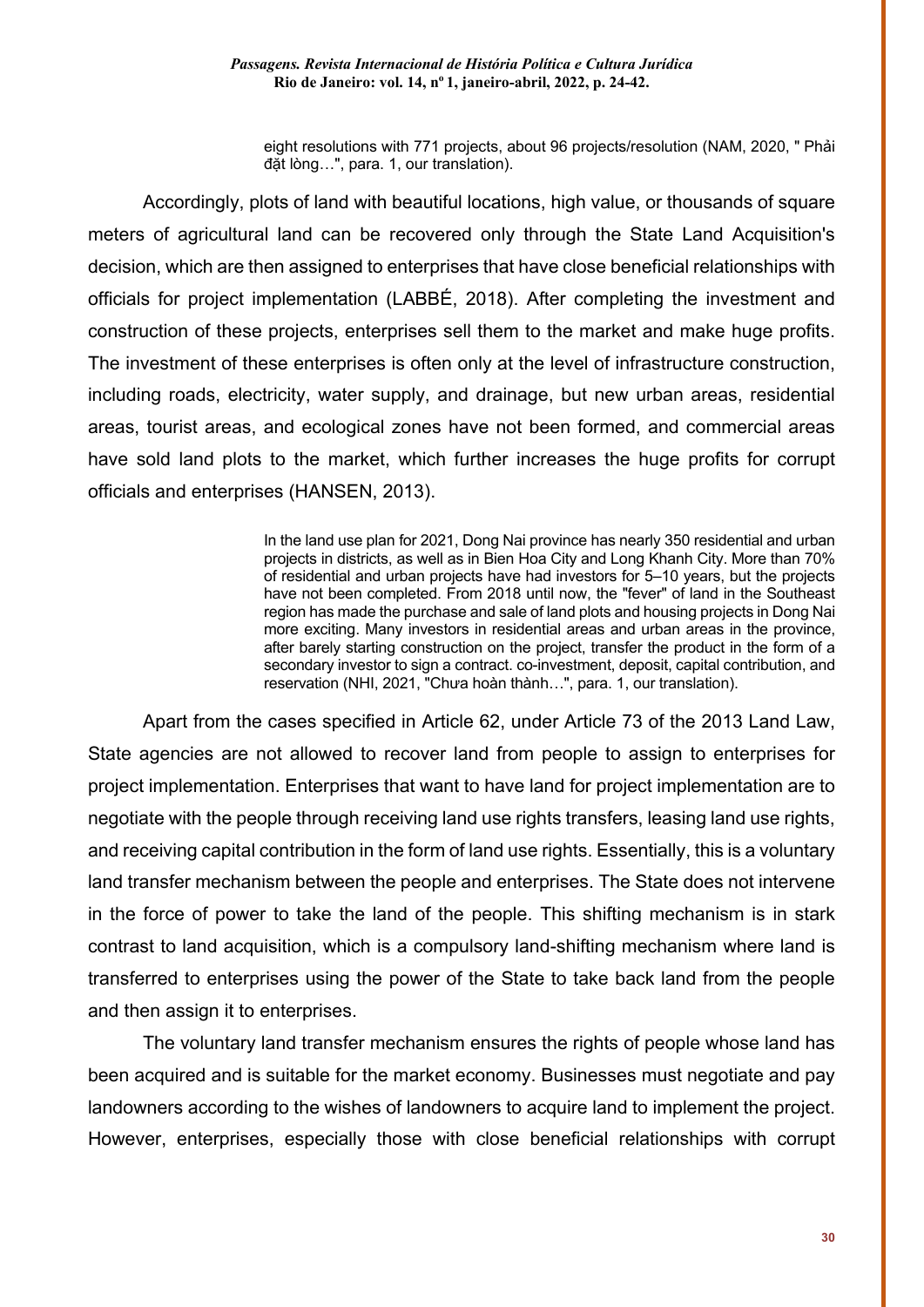> eight resolutions with 771 projects, about 96 projects/resolution (NAM, 2020, " Phải đặt lòng…", para. 1, our translation).

Accordingly, plots of land with beautiful locations, high value, or thousands of square meters of agricultural land can be recovered only through the State Land Acquisition's decision, which are then assigned to enterprises that have close beneficial relationships with officials for project implementation (LABBÉ, 2018). After completing the investment and construction of these projects, enterprises sell them to the market and make huge profits. The investment of these enterprises is often only at the level of infrastructure construction, including roads, electricity, water supply, and drainage, but new urban areas, residential areas, tourist areas, and ecological zones have not been formed, and commercial areas have sold land plots to the market, which further increases the huge profits for corrupt officials and enterprises (HANSEN, 2013).

> In the land use plan for 2021, Dong Nai province has nearly 350 residential and urban projects in districts, as well as in Bien Hoa City and Long Khanh City. More than 70% of residential and urban projects have had investors for 5–10 years, but the projects have not been completed. From 2018 until now, the "fever" of land in the Southeast region has made the purchase and sale of land plots and housing projects in Dong Nai more exciting. Many investors in residential areas and urban areas in the province, after barely starting construction on the project, transfer the product in the form of a secondary investor to sign a contract. co-investment, deposit, capital contribution, and reservation (NHI, 2021, "Chưa hoàn thành…", para. 1, our translation).

Apart from the cases specified in Article 62, under Article 73 of the 2013 Land Law, State agencies are not allowed to recover land from people to assign to enterprises for project implementation. Enterprises that want to have land for project implementation are to negotiate with the people through receiving land use rights transfers, leasing land use rights, and receiving capital contribution in the form of land use rights. Essentially, this is a voluntary land transfer mechanism between the people and enterprises. The State does not intervene in the force of power to take the land of the people. This shifting mechanism is in stark contrast to land acquisition, which is a compulsory land-shifting mechanism where land is transferred to enterprises using the power of the State to take back land from the people and then assign it to enterprises.

The voluntary land transfer mechanism ensures the rights of people whose land has been acquired and is suitable for the market economy. Businesses must negotiate and pay landowners according to the wishes of landowners to acquire land to implement the project. However, enterprises, especially those with close beneficial relationships with corrupt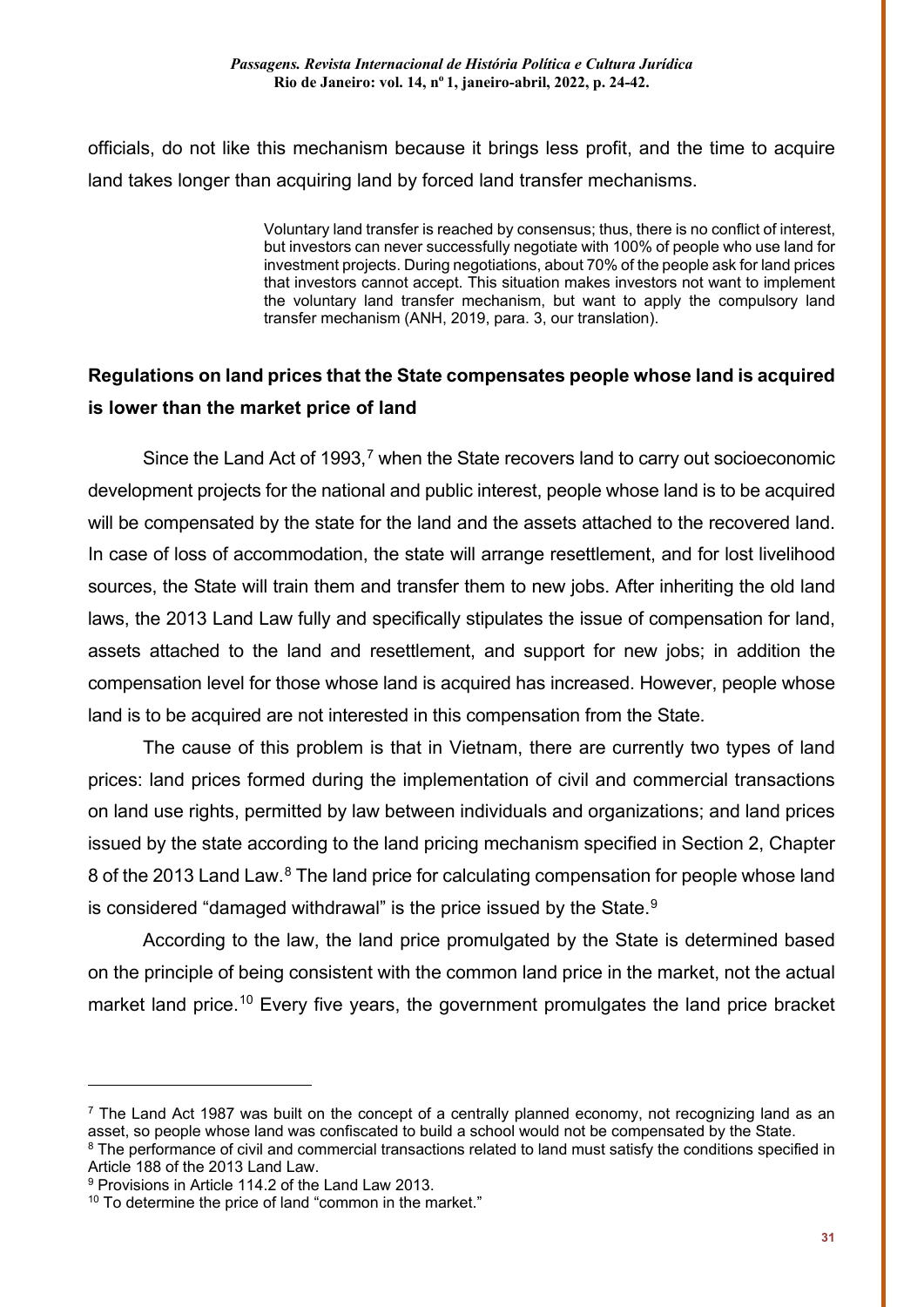officials, do not like this mechanism because it brings less profit, and the time to acquire land takes longer than acquiring land by forced land transfer mechanisms.

> Voluntary land transfer is reached by consensus; thus, there is no conflict of interest, but investors can never successfully negotiate with 100% of people who use land for investment projects. During negotiations, about 70% of the people ask for land prices that investors cannot accept. This situation makes investors not want to implement the voluntary land transfer mechanism, but want to apply the compulsory land transfer mechanism (ANH, 2019, para. 3, our translation).

## Regulations on land prices that the State compensates people whose land is acquired is lower than the market price of land

Since the Land Act of 1993,[7] when the State recovers land to carry out socioeconomic development projects for the national and public interest, people whose land is to be acquired will be compensated by the state for the land and the assets attached to the recovered land. In case of loss of accommodation, the state will arrange resettlement, and for lost livelihood sources, the State will train them and transfer them to new jobs. After inheriting the old land laws, the 2013 Land Law fully and specifically stipulates the issue of compensation for land, assets attached to the land and resettlement, and support for new jobs; in addition the compensation level for those whose land is acquired has increased. However, people whose land is to be acquired are not interested in this compensation from the State.

The cause of this problem is that in Vietnam, there are currently two types of land prices: land prices formed during the implementation of civil and commercial transactions on land use rights, permitted by law between individuals and organizations; and land prices issued by the state according to the land pricing mechanism specified in Section 2, Chapter 8 of the 2013 Land Law.[8] The land price for calculating compensation for people whose land is considered "damaged withdrawal" is the price issued by the State.[9]

According to the law, the land price promulgated by the State is determined based on the principle of being consistent with the common land price in the market, not the actual market land price.[10] Every five years, the government promulgates the land price bracket

---

[7] The Land Act 1987 was built on the concept of a centrally planned economy, not recognizing land as an asset, so people whose land was confiscated to build a school would not be compensated by the State.

[8] The performance of civil and commercial transactions related to land must satisfy the conditions specified in Article 188 of the 2013 Land Law.

[9] Provisions in Article 114.2 of the Land Law 2013.

[10] To determine the price of land "common in the market."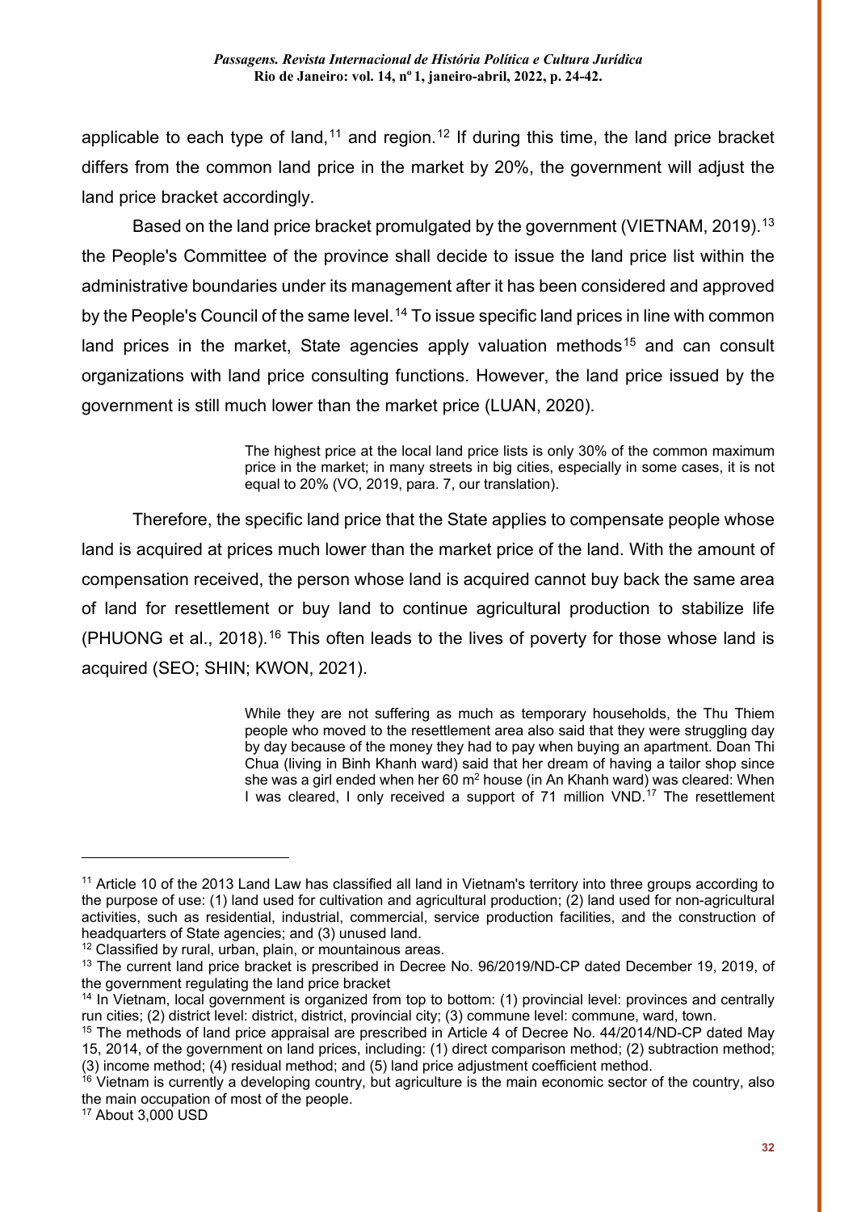applicable to each type of land,[11] and region.[12] If during this time, the land price bracket differs from the common land price in the market by 20%, the government will adjust the land price bracket accordingly.

Based on the land price bracket promulgated by the government (VIETNAM, 2019).[13] the People's Committee of the province shall decide to issue the land price list within the administrative boundaries under its management after it has been considered and approved by the People's Council of the same level.[14] To issue specific land prices in line with common land prices in the market, State agencies apply valuation methods[15] and can consult organizations with land price consulting functions. However, the land price issued by the government is still much lower than the market price (LUAN, 2020).

> The highest price at the local land price lists is only 30% of the common maximum price in the market; in many streets in big cities, especially in some cases, it is not equal to 20% (VO, 2019, para. 7, our translation).

Therefore, the specific land price that the State applies to compensate people whose land is acquired at prices much lower than the market price of the land. With the amount of compensation received, the person whose land is acquired cannot buy back the same area of land for resettlement or buy land to continue agricultural production to stabilize life (PHUONG et al., 2018).[16] This often leads to the lives of poverty for those whose land is acquired (SEO; SHIN; KWON, 2021).

> While they are not suffering as much as temporary households, the Thu Thiem people who moved to the resettlement area also said that they were struggling day by day because of the money they had to pay when buying an apartment. Doan Thi Chua (living in Binh Khanh ward) said that her dream of having a tailor shop since she was a girl ended when her 60 m$^2$ house (in An Khanh ward) was cleared: When I was cleared, I only received a support of 71 million VND.[17] The resettlement

---

[11] Article 10 of the 2013 Land Law has classified all land in Vietnam's territory into three groups according to the purpose of use: (1) land used for cultivation and agricultural production; (2) land used for non-agricultural activities, such as residential, industrial, commercial, service production facilities, and the construction of headquarters of State agencies; and (3) unused land.

[12] Classified by rural, urban, plain, or mountainous areas.

[13] The current land price bracket is prescribed in Decree No. 96/2019/ND-CP dated December 19, 2019, of the government regulating the land price bracket

[14] In Vietnam, local government is organized from top to bottom: (1) provincial level: provinces and centrally run cities; (2) district level: district, district, provincial city; (3) commune level: commune, ward, town.

[15] The methods of land price appraisal are prescribed in Article 4 of Decree No. 44/2014/ND-CP dated May 15, 2014, of the government on land prices, including: (1) direct comparison method; (2) subtraction method; (3) income method; (4) residual method; and (5) land price adjustment coefficient method.

[16] Vietnam is currently a developing country, but agriculture is the main economic sector of the country, also the main occupation of most of the people.

[17] About 3,000 USD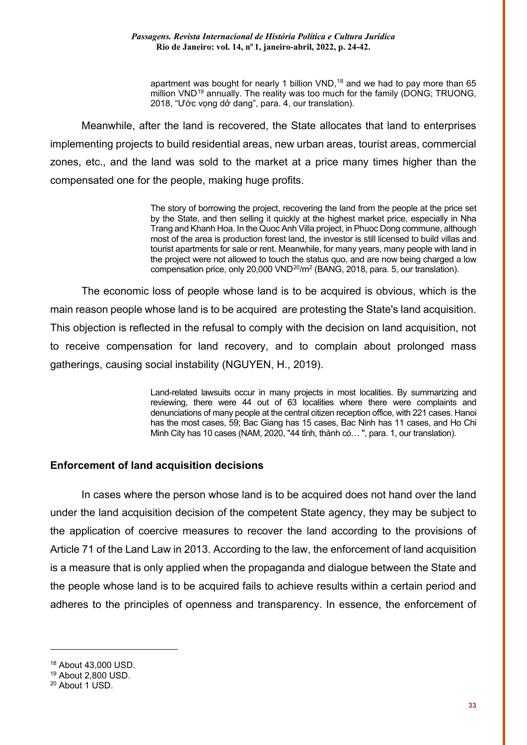> apartment was bought for nearly 1 billion VND,[18] and we had to pay more than 65 million VND[19] annually. The reality was too much for the family (DONG; TRUONG, 2018, "Ước vọng dở dang", para. 4, our translation).

Meanwhile, after the land is recovered, the State allocates that land to enterprises implementing projects to build residential areas, new urban areas, tourist areas, commercial zones, etc., and the land was sold to the market at a price many times higher than the compensated one for the people, making huge profits.

> The story of borrowing the project, recovering the land from the people at the price set by the State, and then selling it quickly at the highest market price, especially in Nha Trang and Khanh Hoa. In the Quoc Anh Villa project, in Phuoc Dong commune, although most of the area is production forest land, the investor is still licensed to build villas and tourist apartments for sale or rent. Meanwhile, for many years, many people with land in the project were not allowed to touch the status quo, and are now being charged a low compensation price, only 20,000 VND[20]/m$^2$ (BANG, 2018, para. 5, our translation).

The economic loss of people whose land is to be acquired is obvious, which is the main reason people whose land is to be acquired are protesting the State's land acquisition. This objection is reflected in the refusal to comply with the decision on land acquisition, not to receive compensation for land recovery, and to complain about prolonged mass gatherings, causing social instability (NGUYEN, H., 2019).

> Land-related lawsuits occur in many projects in most localities. By summarizing and reviewing, there were 44 out of 63 localities where there were complaints and denunciations of many people at the central citizen reception office, with 221 cases. Hanoi has the most cases, 59; Bac Giang has 15 cases, Bac Ninh has 11 cases, and Ho Chi Minh City has 10 cases (NAM, 2020, "44 tỉnh, thành có… ", para. 1, our translation).

## Enforcement of land acquisition decisions

In cases where the person whose land is to be acquired does not hand over the land under the land acquisition decision of the competent State agency, they may be subject to the application of coercive measures to recover the land according to the provisions of Article 71 of the Land Law in 2013. According to the law, the enforcement of land acquisition is a measure that is only applied when the propaganda and dialogue between the State and the people whose land is to be acquired fails to achieve results within a certain period and adheres to the principles of openness and transparency. In essence, the enforcement of

---

[18] About 43,000 USD.

[19] About 2,800 USD.

[20] About 1 USD.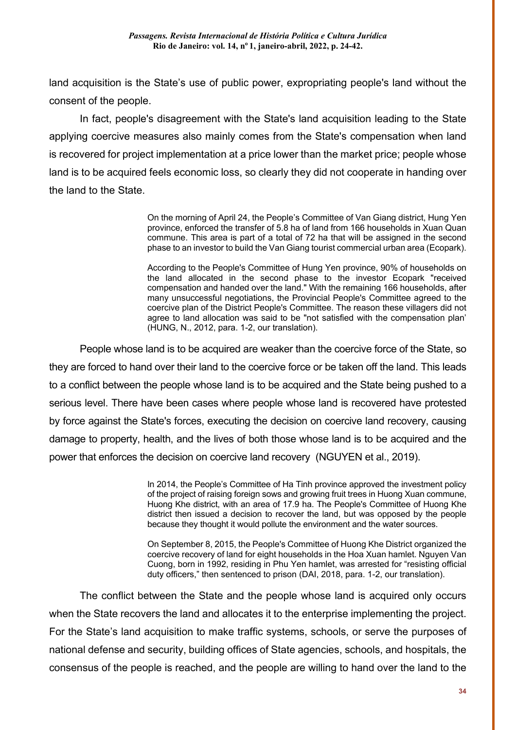land acquisition is the State's use of public power, expropriating people's land without the consent of the people.

In fact, people's disagreement with the State's land acquisition leading to the State applying coercive measures also mainly comes from the State's compensation when land is recovered for project implementation at a price lower than the market price; people whose land is to be acquired feels economic loss, so clearly they did not cooperate in handing over the land to the State.

> On the morning of April 24, the People's Committee of Van Giang district, Hung Yen province, enforced the transfer of 5.8 ha of land from 166 households in Xuan Quan commune. This area is part of a total of 72 ha that will be assigned in the second phase to an investor to build the Van Giang tourist commercial urban area (Ecopark).
>
> According to the People's Committee of Hung Yen province, 90% of households on the land allocated in the second phase to the investor Ecopark "received compensation and handed over the land." With the remaining 166 households, after many unsuccessful negotiations, the Provincial People's Committee agreed to the coercive plan of the District People's Committee. The reason these villagers did not agree to land allocation was said to be "not satisfied with the compensation plan' (HUNG, N., 2012, para. 1-2, our translation).

People whose land is to be acquired are weaker than the coercive force of the State, so they are forced to hand over their land to the coercive force or be taken off the land. This leads to a conflict between the people whose land is to be acquired and the State being pushed to a serious level. There have been cases where people whose land is recovered have protested by force against the State's forces, executing the decision on coercive land recovery, causing damage to property, health, and the lives of both those whose land is to be acquired and the power that enforces the decision on coercive land recovery (NGUYEN et al., 2019).

> In 2014, the People's Committee of Ha Tinh province approved the investment policy of the project of raising foreign sows and growing fruit trees in Huong Xuan commune, Huong Khe district, with an area of 17.9 ha. The People's Committee of Huong Khe district then issued a decision to recover the land, but was opposed by the people because they thought it would pollute the environment and the water sources.
>
> On September 8, 2015, the People's Committee of Huong Khe District organized the coercive recovery of land for eight households in the Hoa Xuan hamlet. Nguyen Van Cuong, born in 1992, residing in Phu Yen hamlet, was arrested for "resisting official duty officers," then sentenced to prison (DAI, 2018, para. 1-2, our translation).

The conflict between the State and the people whose land is acquired only occurs when the State recovers the land and allocates it to the enterprise implementing the project. For the State's land acquisition to make traffic systems, schools, or serve the purposes of national defense and security, building offices of State agencies, schools, and hospitals, the consensus of the people is reached, and the people are willing to hand over the land to the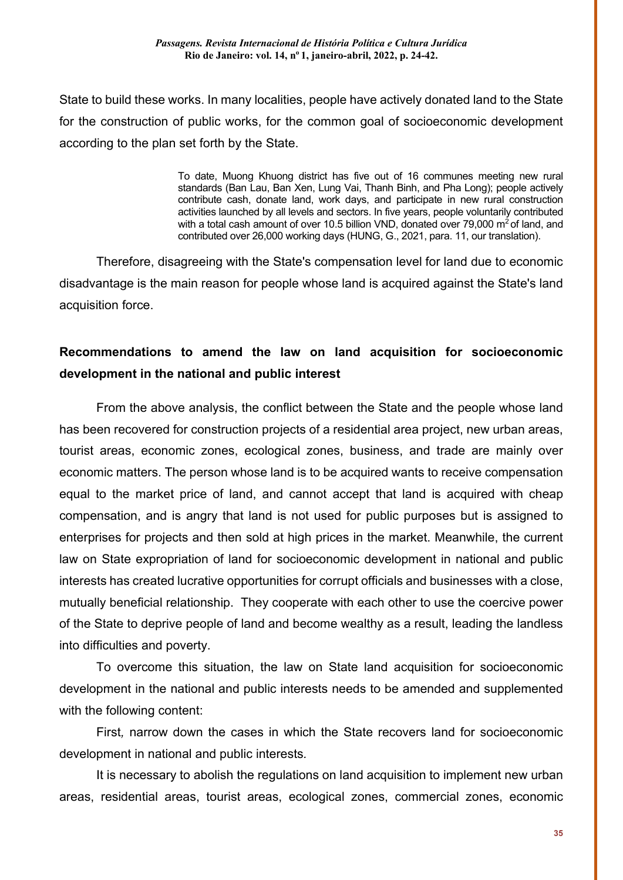State to build these works. In many localities, people have actively donated land to the State for the construction of public works, for the common goal of socioeconomic development according to the plan set forth by the State.

> To date, Muong Khuong district has five out of 16 communes meeting new rural standards (Ban Lau, Ban Xen, Lung Vai, Thanh Binh, and Pha Long); people actively contribute cash, donate land, work days, and participate in new rural construction activities launched by all levels and sectors. In five years, people voluntarily contributed with a total cash amount of over 10.5 billion VND, donated over 79,000 m$^2$ of land, and contributed over 26,000 working days (HUNG, G., 2021, para. 11, our translation).

Therefore, disagreeing with the State's compensation level for land due to economic disadvantage is the main reason for people whose land is acquired against the State's land acquisition force.

## Recommendations to amend the law on land acquisition for socioeconomic development in the national and public interest

From the above analysis, the conflict between the State and the people whose land has been recovered for construction projects of a residential area project, new urban areas, tourist areas, economic zones, ecological zones, business, and trade are mainly over economic matters. The person whose land is to be acquired wants to receive compensation equal to the market price of land, and cannot accept that land is acquired with cheap compensation, and is angry that land is not used for public purposes but is assigned to enterprises for projects and then sold at high prices in the market. Meanwhile, the current law on State expropriation of land for socioeconomic development in national and public interests has created lucrative opportunities for corrupt officials and businesses with a close, mutually beneficial relationship. They cooperate with each other to use the coercive power of the State to deprive people of land and become wealthy as a result, leading the landless into difficulties and poverty.

To overcome this situation, the law on State land acquisition for socioeconomic development in the national and public interests needs to be amended and supplemented with the following content:

First*,* narrow down the cases in which the State recovers land for socioeconomic development in national and public interests*.*

It is necessary to abolish the regulations on land acquisition to implement new urban areas, residential areas, tourist areas, ecological zones, commercial zones, economic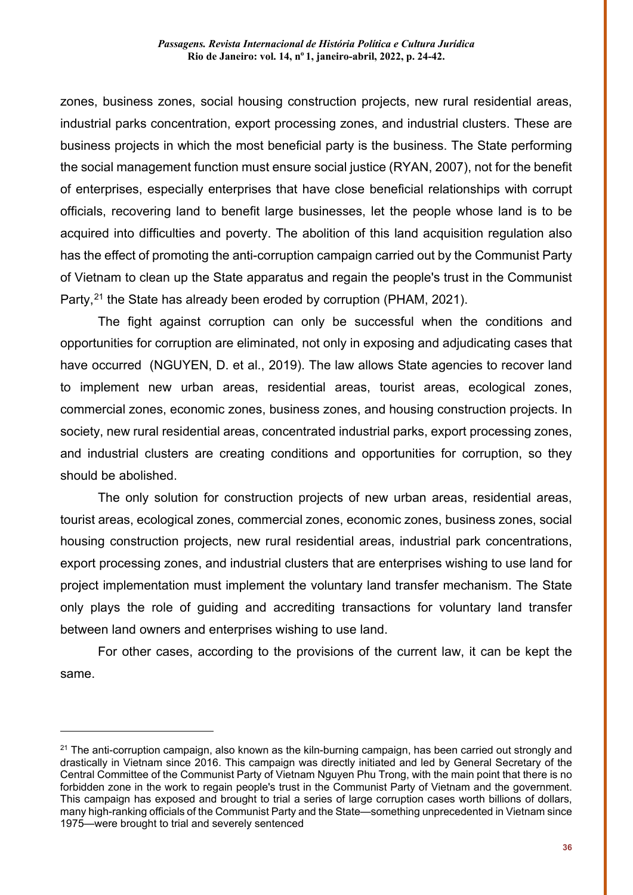zones, business zones, social housing construction projects, new rural residential areas, industrial parks concentration, export processing zones, and industrial clusters. These are business projects in which the most beneficial party is the business. The State performing the social management function must ensure social justice (RYAN, 2007), not for the benefit of enterprises, especially enterprises that have close beneficial relationships with corrupt officials, recovering land to benefit large businesses, let the people whose land is to be acquired into difficulties and poverty. The abolition of this land acquisition regulation also has the effect of promoting the anti-corruption campaign carried out by the Communist Party of Vietnam to clean up the State apparatus and regain the people's trust in the Communist Party,[21] the State has already been eroded by corruption (PHAM, 2021).

The fight against corruption can only be successful when the conditions and opportunities for corruption are eliminated, not only in exposing and adjudicating cases that have occurred (NGUYEN, D. et al., 2019). The law allows State agencies to recover land to implement new urban areas, residential areas, tourist areas, ecological zones, commercial zones, economic zones, business zones, and housing construction projects. In society, new rural residential areas, concentrated industrial parks, export processing zones, and industrial clusters are creating conditions and opportunities for corruption, so they should be abolished.

The only solution for construction projects of new urban areas, residential areas, tourist areas, ecological zones, commercial zones, economic zones, business zones, social housing construction projects, new rural residential areas, industrial park concentrations, export processing zones, and industrial clusters that are enterprises wishing to use land for project implementation must implement the voluntary land transfer mechanism. The State only plays the role of guiding and accrediting transactions for voluntary land transfer between land owners and enterprises wishing to use land.

For other cases, according to the provisions of the current law, it can be kept the same.

---

[21] The anti-corruption campaign, also known as the kiln-burning campaign, has been carried out strongly and drastically in Vietnam since 2016. This campaign was directly initiated and led by General Secretary of the Central Committee of the Communist Party of Vietnam Nguyen Phu Trong, with the main point that there is no forbidden zone in the work to regain people's trust in the Communist Party of Vietnam and the government. This campaign has exposed and brought to trial a series of large corruption cases worth billions of dollars, many high-ranking officials of the Communist Party and the State—something unprecedented in Vietnam since 1975—were brought to trial and severely sentenced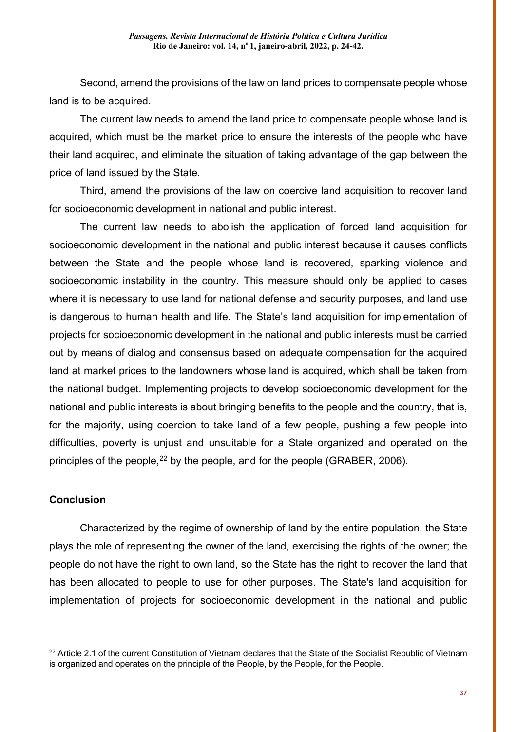Second, amend the provisions of the law on land prices to compensate people whose land is to be acquired.

The current law needs to amend the land price to compensate people whose land is acquired, which must be the market price to ensure the interests of the people who have their land acquired, and eliminate the situation of taking advantage of the gap between the price of land issued by the State.

Third, amend the provisions of the law on coercive land acquisition to recover land for socioeconomic development in national and public interest.

The current law needs to abolish the application of forced land acquisition for socioeconomic development in the national and public interest because it causes conflicts between the State and the people whose land is recovered, sparking violence and socioeconomic instability in the country. This measure should only be applied to cases where it is necessary to use land for national defense and security purposes, and land use is dangerous to human health and life. The State's land acquisition for implementation of projects for socioeconomic development in the national and public interests must be carried out by means of dialog and consensus based on adequate compensation for the acquired land at market prices to the landowners whose land is acquired, which shall be taken from the national budget. Implementing projects to develop socioeconomic development for the national and public interests is about bringing benefits to the people and the country, that is, for the majority, using coercion to take land of a few people, pushing a few people into difficulties, poverty is unjust and unsuitable for a State organized and operated on the principles of the people,[22] by the people, and for the people (GRABER, 2006).

## Conclusion

Characterized by the regime of ownership of land by the entire population, the State plays the role of representing the owner of the land, exercising the rights of the owner; the people do not have the right to own land, so the State has the right to recover the land that has been allocated to people to use for other purposes. The State's land acquisition for implementation of projects for socioeconomic development in the national and public

[22] Article 2.1 of the current Constitution of Vietnam declares that the State of the Socialist Republic of Vietnam is organized and operates on the principle of the People, by the People, for the People.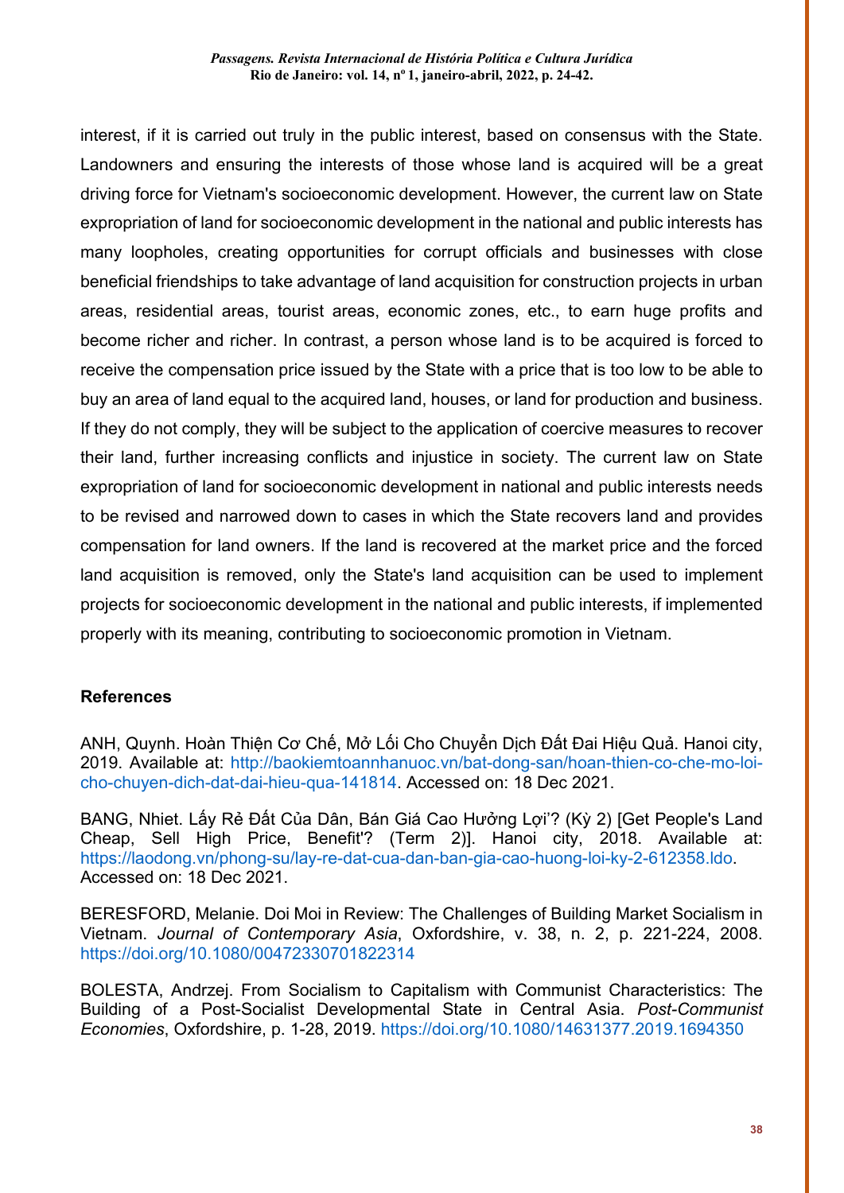interest, if it is carried out truly in the public interest, based on consensus with the State. Landowners and ensuring the interests of those whose land is acquired will be a great driving force for Vietnam's socioeconomic development. However, the current law on State expropriation of land for socioeconomic development in the national and public interests has many loopholes, creating opportunities for corrupt officials and businesses with close beneficial friendships to take advantage of land acquisition for construction projects in urban areas, residential areas, tourist areas, economic zones, etc., to earn huge profits and become richer and richer. In contrast, a person whose land is to be acquired is forced to receive the compensation price issued by the State with a price that is too low to be able to buy an area of land equal to the acquired land, houses, or land for production and business. If they do not comply, they will be subject to the application of coercive measures to recover their land, further increasing conflicts and injustice in society. The current law on State expropriation of land for socioeconomic development in national and public interests needs to be revised and narrowed down to cases in which the State recovers land and provides compensation for land owners. If the land is recovered at the market price and the forced land acquisition is removed, only the State's land acquisition can be used to implement projects for socioeconomic development in the national and public interests, if implemented properly with its meaning, contributing to socioeconomic promotion in Vietnam.

**References**

ANH, Quynh. Hoàn Thiện Cơ Chế, Mở Lối Cho Chuyển Dịch Đất Đai Hiệu Quả. Hanoi city, 2019. Available at: http://baokiemtoannhanuoc.vn/bat-dong-san/hoan-thien-co-che-mo-loi-cho-chuyen-dich-dat-dai-hieu-qua-141814. Accessed on: 18 Dec 2021.

BANG, Nhiet. Lấy Rẻ Đất Của Dân, Bán Giá Cao Hưởng Lợi'? (Kỳ 2) [Get People's Land Cheap, Sell High Price, Benefit'? (Term 2)]. Hanoi city, 2018. Available at: https://laodong.vn/phong-su/lay-re-dat-cua-dan-ban-gia-cao-huong-loi-ky-2-612358.ldo. Accessed on: 18 Dec 2021.

BERESFORD, Melanie. Doi Moi in Review: The Challenges of Building Market Socialism in Vietnam. *Journal of Contemporary Asia*, Oxfordshire, v. 38, n. 2, p. 221-224, 2008. https://doi.org/10.1080/00472330701822314

BOLESTA, Andrzej. From Socialism to Capitalism with Communist Characteristics: The Building of a Post-Socialist Developmental State in Central Asia. *Post-Communist Economies*, Oxfordshire, p. 1-28, 2019. https://doi.org/10.1080/14631377.2019.1694350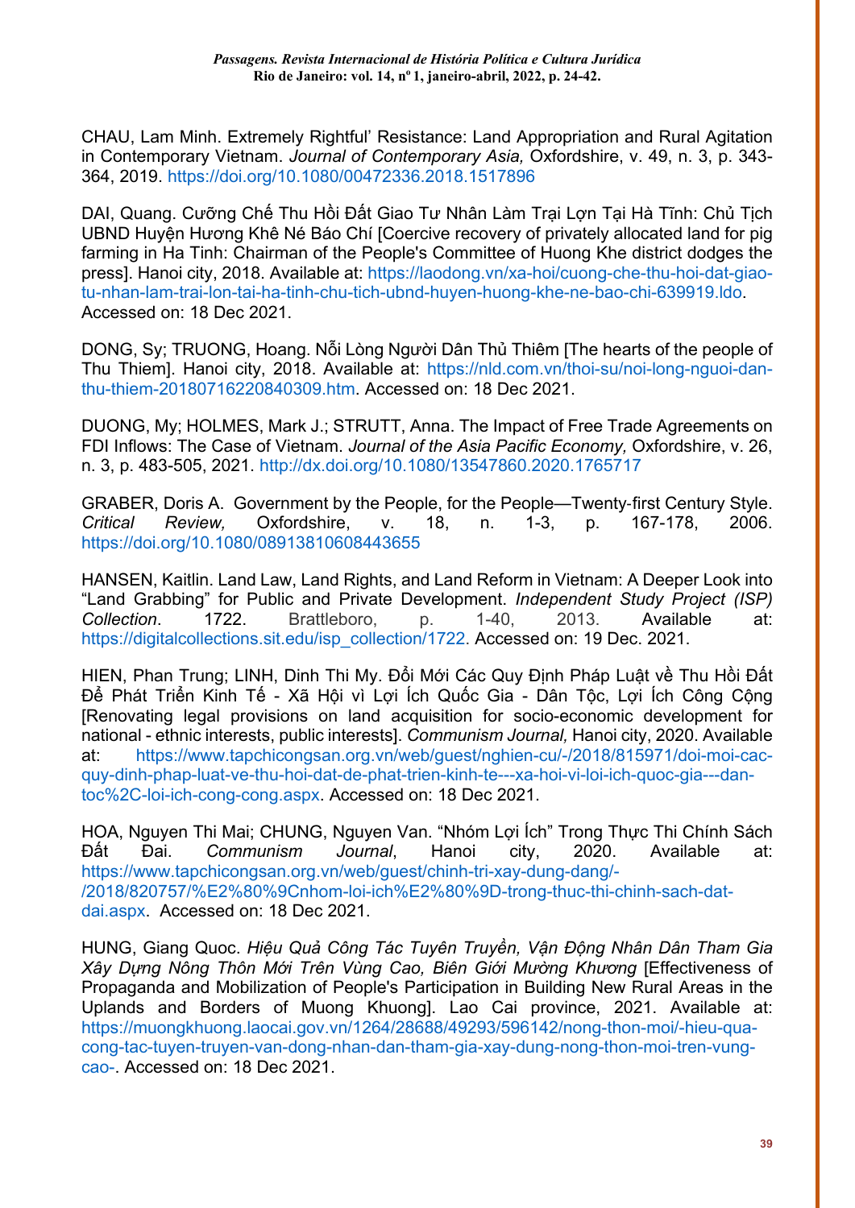CHAU, Lam Minh. Extremely Rightful' Resistance: Land Appropriation and Rural Agitation in Contemporary Vietnam. *Journal of Contemporary Asia,* Oxfordshire, v. 49, n. 3, p. 343-364, 2019. https://doi.org/10.1080/00472336.2018.1517896

DAI, Quang. Cưỡng Chế Thu Hồi Đất Giao Tư Nhân Làm Trại Lợn Tại Hà Tĩnh: Chủ Tịch UBND Huyện Hương Khê Né Báo Chí [Coercive recovery of privately allocated land for pig farming in Ha Tinh: Chairman of the People's Committee of Huong Khe district dodges the press]. Hanoi city, 2018. Available at: https://laodong.vn/xa-hoi/cuong-che-thu-hoi-dat-giao-tu-nhan-lam-trai-lon-tai-ha-tinh-chu-tich-ubnd-huyen-huong-khe-ne-bao-chi-639919.ldo. Accessed on: 18 Dec 2021.

DONG, Sy; TRUONG, Hoang. Nỗi Lòng Người Dân Thủ Thiêm [The hearts of the people of Thu Thiem]. Hanoi city, 2018. Available at: https://nld.com.vn/thoi-su/noi-long-nguoi-dan-thu-thiem-20180716220840309.htm. Accessed on: 18 Dec 2021.

DUONG, My; HOLMES, Mark J.; STRUTT, Anna. The Impact of Free Trade Agreements on FDI Inflows: The Case of Vietnam. *Journal of the Asia Pacific Economy,* Oxfordshire, v. 26, n. 3, p. 483-505, 2021. http://dx.doi.org/10.1080/13547860.2020.1765717

GRABER, Doris A. Government by the People, for the People—Twenty-first Century Style. *Critical Review,* Oxfordshire, v. 18, n. 1-3, p. 167-178, 2006. https://doi.org/10.1080/08913810608443655

HANSEN, Kaitlin. Land Law, Land Rights, and Land Reform in Vietnam: A Deeper Look into "Land Grabbing" for Public and Private Development. *Independent Study Project (ISP) Collection*. 1722. Brattleboro, p. 1-40, 2013. Available at: https://digitalcollections.sit.edu/isp_collection/1722. Accessed on: 19 Dec. 2021.

HIEN, Phan Trung; LINH, Dinh Thi My. Đổi Mới Các Quy Định Pháp Luật về Thu Hồi Đất Để Phát Triển Kinh Tế - Xã Hội vì Lợi Ích Quốc Gia - Dân Tộc, Lợi Ích Công Cộng [Renovating legal provisions on land acquisition for socio-economic development for national - ethnic interests, public interests]. *Communism Journal,* Hanoi city, 2020. Available at: https://www.tapchicongsan.org.vn/web/guest/nghien-cu/-/2018/815971/doi-moi-cac-quy-dinh-phap-luat-ve-thu-hoi-dat-de-phat-trien-kinh-te---xa-hoi-vi-loi-ich-quoc-gia---dan-toc%2C-loi-ich-cong-cong.aspx. Accessed on: 18 Dec 2021.

HOA, Nguyen Thi Mai; CHUNG, Nguyen Van. "Nhóm Lợi Ích" Trong Thực Thi Chính Sách Đất Đai. *Communism Journal*, Hanoi city, 2020. Available at: https://www.tapchicongsan.org.vn/web/guest/chinh-tri-xay-dung-dang/-/2018/820757/%E2%80%9Cnhom-loi-ich%E2%80%9D-trong-thuc-thi-chinh-sach-dat-dai.aspx. Accessed on: 18 Dec 2021.

HUNG, Giang Quoc. *Hiệu Quả Công Tác Tuyên Truyền, Vận Động Nhân Dân Tham Gia Xây Dựng Nông Thôn Mới Trên Vùng Cao, Biên Giới Mường Khương* [Effectiveness of Propaganda and Mobilization of People's Participation in Building New Rural Areas in the Uplands and Borders of Muong Khuong]. Lao Cai province, 2021. Available at: https://muongkhuong.laocai.gov.vn/1264/28688/49293/596142/nong-thon-moi/-hieu-qua-cong-tac-tuyen-truyen-van-dong-nhan-dan-tham-gia-xay-dung-nong-thon-moi-tren-vung-cao-. Accessed on: 18 Dec 2021.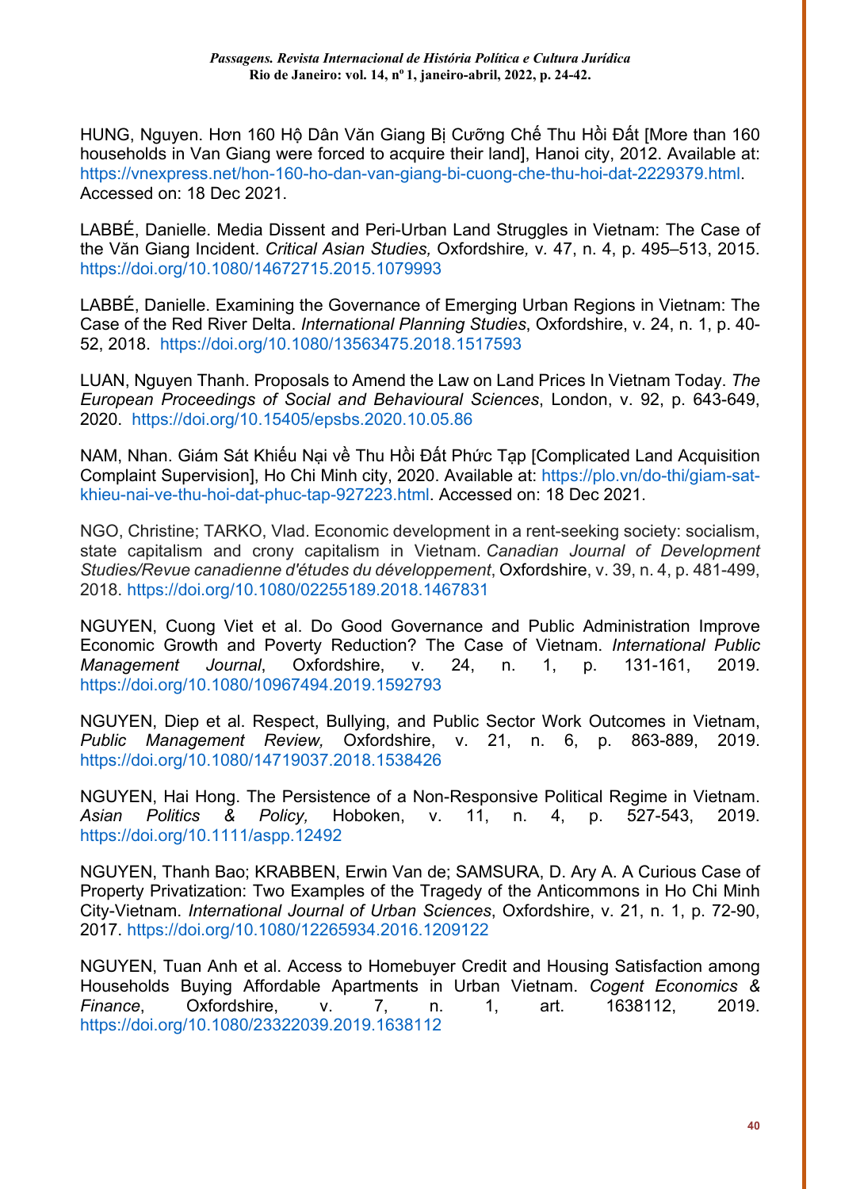HUNG, Nguyen. Hơn 160 Hộ Dân Văn Giang Bị Cưỡng Chế Thu Hồi Đất [More than 160 households in Van Giang were forced to acquire their land], Hanoi city, 2012. Available at: https://vnexpress.net/hon-160-ho-dan-van-giang-bi-cuong-che-thu-hoi-dat-2229379.html. Accessed on: 18 Dec 2021.

LABBÉ, Danielle. Media Dissent and Peri-Urban Land Struggles in Vietnam: The Case of the Văn Giang Incident. *Critical Asian Studies,* Oxfordshire*,* v. 47, n. 4, p. 495–513, 2015. https://doi.org/10.1080/14672715.2015.1079993

LABBÉ, Danielle. Examining the Governance of Emerging Urban Regions in Vietnam: The Case of the Red River Delta. *International Planning Studies*, Oxfordshire, v. 24, n. 1, p. 40-52, 2018. https://doi.org/10.1080/13563475.2018.1517593

LUAN, Nguyen Thanh. Proposals to Amend the Law on Land Prices In Vietnam Today. *The European Proceedings of Social and Behavioural Sciences*, London, v. 92, p. 643-649, 2020. https://doi.org/10.15405/epsbs.2020.10.05.86

NAM, Nhan. Giám Sát Khiếu Nại về Thu Hồi Đất Phức Tạp [Complicated Land Acquisition Complaint Supervision], Ho Chi Minh city, 2020. Available at: https://plo.vn/do-thi/giam-sat-khieu-nai-ve-thu-hoi-dat-phuc-tap-927223.html. Accessed on: 18 Dec 2021.

NGO, Christine; TARKO, Vlad. Economic development in a rent-seeking society: socialism, state capitalism and crony capitalism in Vietnam. *Canadian Journal of Development Studies/Revue canadienne d'études du développement*, Oxfordshire, v. 39, n. 4, p. 481-499, 2018. https://doi.org/10.1080/02255189.2018.1467831

NGUYEN, Cuong Viet et al. Do Good Governance and Public Administration Improve Economic Growth and Poverty Reduction? The Case of Vietnam. *International Public Management Journal*, Oxfordshire, v. 24, n. 1, p. 131-161, 2019. https://doi.org/10.1080/10967494.2019.1592793

NGUYEN, Diep et al. Respect, Bullying, and Public Sector Work Outcomes in Vietnam, *Public Management Review,* Oxfordshire, v. 21, n. 6, p. 863-889, 2019. https://doi.org/10.1080/14719037.2018.1538426

NGUYEN, Hai Hong. The Persistence of a Non-Responsive Political Regime in Vietnam. *Asian Politics & Policy,* Hoboken, v. 11, n. 4, p. 527-543, 2019. https://doi.org/10.1111/aspp.12492

NGUYEN, Thanh Bao; KRABBEN, Erwin Van de; SAMSURA, D. Ary A. A Curious Case of Property Privatization: Two Examples of the Tragedy of the Anticommons in Ho Chi Minh City-Vietnam. *International Journal of Urban Sciences*, Oxfordshire, v. 21, n. 1, p. 72-90, 2017. https://doi.org/10.1080/12265934.2016.1209122

NGUYEN, Tuan Anh et al. Access to Homebuyer Credit and Housing Satisfaction among Households Buying Affordable Apartments in Urban Vietnam. *Cogent Economics & Finance*, Oxfordshire, v. 7, n. 1, art. 1638112, 2019. https://doi.org/10.1080/23322039.2019.1638112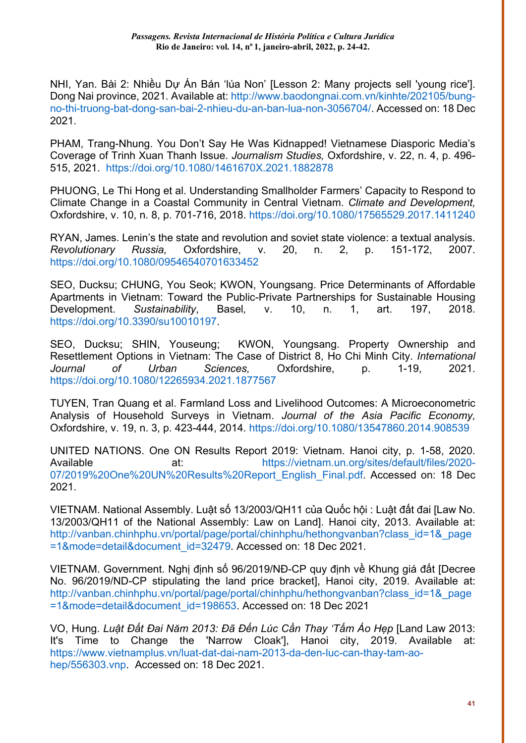NHI, Yan. Bài 2: Nhiều Dự Án Bán 'lúa Non' [Lesson 2: Many projects sell 'young rice']. Dong Nai province, 2021. Available at: http://www.baodongnai.com.vn/kinhte/202105/bung-no-thi-truong-bat-dong-san-bai-2-nhieu-du-an-ban-lua-non-3056704/. Accessed on: 18 Dec 2021.

PHAM, Trang-Nhung. You Don't Say He Was Kidnapped! Vietnamese Diasporic Media's Coverage of Trinh Xuan Thanh Issue. *Journalism Studies,* Oxfordshire, v. 22, n. 4, p. 496-515, 2021. https://doi.org/10.1080/1461670X.2021.1882878

PHUONG, Le Thi Hong et al. Understanding Smallholder Farmers' Capacity to Respond to Climate Change in a Coastal Community in Central Vietnam. *Climate and Development,* Oxfordshire, v. 10, n. 8, p. 701-716, 2018. https://doi.org/10.1080/17565529.2017.1411240

RYAN, James. Lenin's the state and revolution and soviet state violence: a textual analysis. *Revolutionary Russia,* Oxfordshire, v. 20, n. 2, p. 151-172, 2007. https://doi.org/10.1080/09546540701633452

SEO, Ducksu; CHUNG, You Seok; KWON, Youngsang. Price Determinants of Affordable Apartments in Vietnam: Toward the Public-Private Partnerships for Sustainable Housing Development. *Sustainability*, Basel, v. 10, n. 1, art. 197, 2018. https://doi.org/10.3390/su10010197.

SEO, Ducksu; SHIN, Youseung; KWON, Youngsang. Property Ownership and Resettlement Options in Vietnam: The Case of District 8, Ho Chi Minh City. *International Journal of Urban Sciences,* Oxfordshire, p. 1-19, 2021. https://doi.org/10.1080/12265934.2021.1877567

TUYEN, Tran Quang et al. Farmland Loss and Livelihood Outcomes: A Microeconometric Analysis of Household Surveys in Vietnam. *Journal of the Asia Pacific Economy,* Oxfordshire, v. 19, n. 3, p. 423-444, 2014. https://doi.org/10.1080/13547860.2014.908539

UNITED NATIONS. One ON Results Report 2019: Vietnam. Hanoi city, p. 1-58, 2020. Available at: https://vietnam.un.org/sites/default/files/2020-07/2019%20One%20UN%20Results%20Report_English_Final.pdf. Accessed on: 18 Dec 2021.

VIETNAM. National Assembly. Luật số 13/2003/QH11 của Quốc hội : Luật đất đai [Law No. 13/2003/QH11 of the National Assembly: Law on Land]. Hanoi city, 2013. Available at: http://vanban.chinhphu.vn/portal/page/portal/chinhphu/hethongvanban?class_id=1&_page=1&mode=detail&document_id=32479. Accessed on: 18 Dec 2021.

VIETNAM. Government. Nghị định số 96/2019/NĐ-CP quy định về Khung giá đất [Decree No. 96/2019/ND-CP stipulating the land price bracket], Hanoi city, 2019. Available at: http://vanban.chinhphu.vn/portal/page/portal/chinhphu/hethongvanban?class_id=1&_page=1&mode=detail&document_id=198653. Accessed on: 18 Dec 2021

VO, Hung. *Luật Đất Đai Năm 2013: Đã Đến Lúc Cần Thay 'Tấm Áo Hẹp* [Land Law 2013: It's Time to Change the 'Narrow Cloak'], Hanoi city, 2019. Available at: https://www.vietnamplus.vn/luat-dat-dai-nam-2013-da-den-luc-can-thay-tam-ao-hep/556303.vnp. Accessed on: 18 Dec 2021.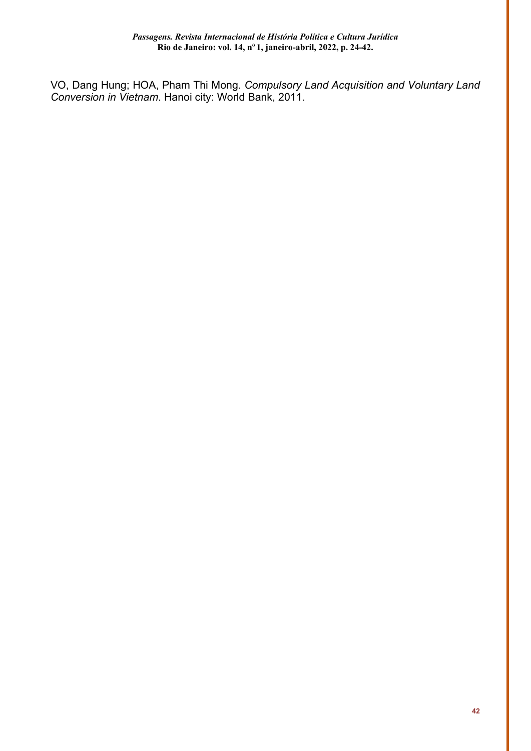VO, Dang Hung; HOA, Pham Thi Mong. *Compulsory Land Acquisition and Voluntary Land Conversion in Vietnam*. Hanoi city: World Bank, 2011.